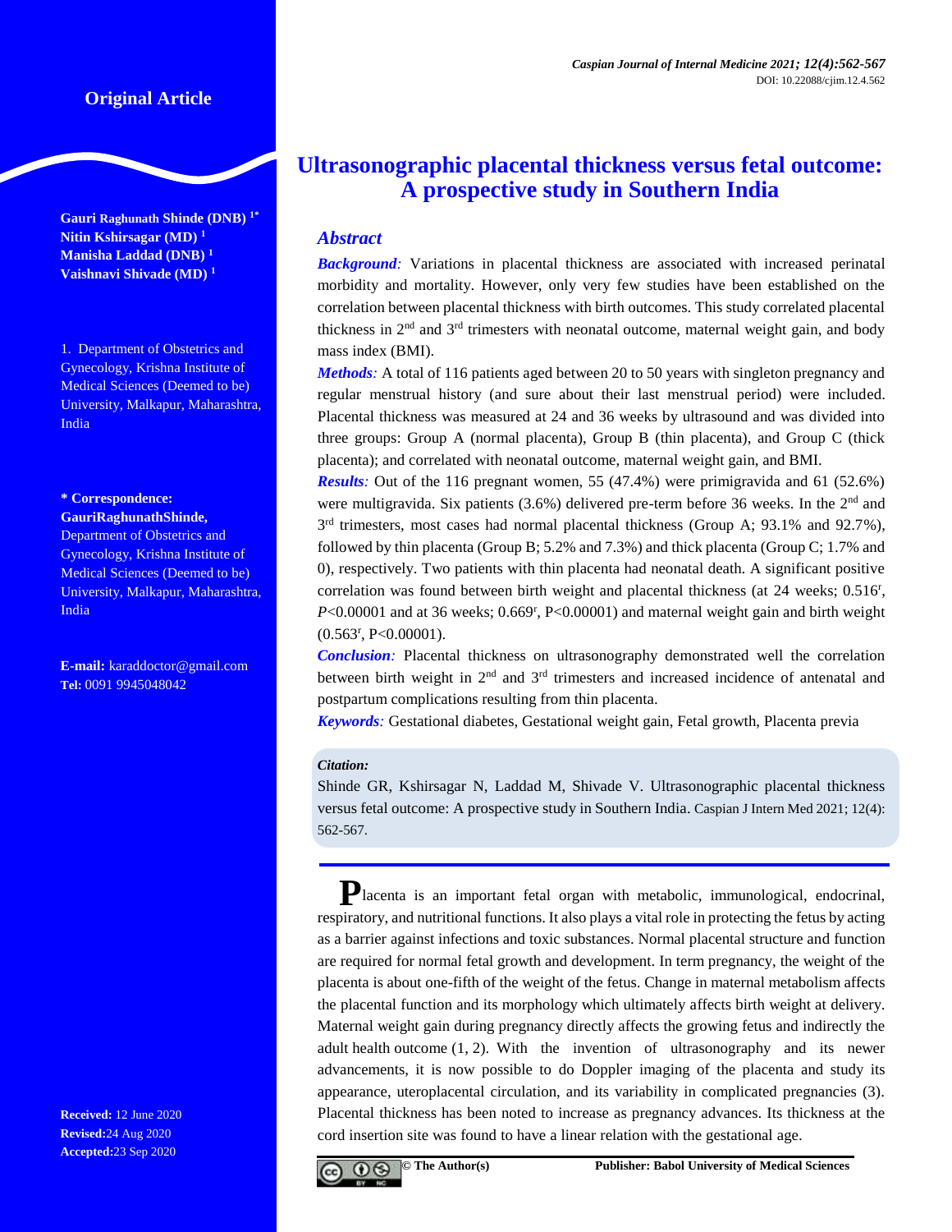Original Article

# Ultrasonographic placental thickness versus fetal outcome: A prospective study in Southern India

**Gauri Raghunath Shinde (DNB)** [1*]
**Nitin Kshirsagar (MD)** [1]
**Manisha Laddad (DNB)** [1]
**Vaishnavi Shivade (MD)** [1]

1. Department of Obstetrics and Gynecology, Krishna Institute of Medical Sciences (Deemed to be) University, Malkapur, Maharashtra, India

**\* Correspondence:**
**GauriRaghunathShinde,** Department of Obstetrics and Gynecology, Krishna Institute of Medical Sciences (Deemed to be) University, Malkapur, Maharashtra, India

**E-mail:** karaddoctor@gmail.com
**Tel:** 0091 9945048042

**Received:** 12 June 2020
**Revised:** 24 Aug 2020
**Accepted:** 23 Sep 2020

## Abstract

***Background:*** Variations in placental thickness are associated with increased perinatal morbidity and mortality. However, only very few studies have been established on the correlation between placental thickness with birth outcomes. This study correlated placental thickness in 2nd and 3rd trimesters with neonatal outcome, maternal weight gain, and body mass index (BMI).

***Methods:*** A total of 116 patients aged between 20 to 50 years with singleton pregnancy and regular menstrual history (and sure about their last menstrual period) were included. Placental thickness was measured at 24 and 36 weeks by ultrasound and was divided into three groups: Group A (normal placenta), Group B (thin placenta), and Group C (thick placenta); and correlated with neonatal outcome, maternal weight gain, and BMI.

***Results:*** Out of the 116 pregnant women, 55 (47.4%) were primigravida and 61 (52.6%) were multigravida. Six patients (3.6%) delivered pre-term before 36 weeks. In the 2nd and 3rd trimesters, most cases had normal placental thickness (Group A; 93.1% and 92.7%), followed by thin placenta (Group B; 5.2% and 7.3%) and thick placenta (Group C; 1.7% and 0), respectively. Two patients with thin placenta had neonatal death. A significant positive correlation was found between birth weight and placental thickness (at 24 weeks; 0.516ʳ, $P<0.00001$ and at 36 weeks; 0.669ʳ, $P<0.00001$) and maternal weight gain and birth weight (0.563ʳ, $P<0.00001$).

***Conclusion:*** Placental thickness on ultrasonography demonstrated well the correlation between birth weight in 2nd and 3rd trimesters and increased incidence of antenatal and postpartum complications resulting from thin placenta.

***Keywords:*** Gestational diabetes, Gestational weight gain, Fetal growth, Placenta previa

***Citation:***

Shinde GR, Kshirsagar N, Laddad M, Shivade V. Ultrasonographic placental thickness versus fetal outcome: A prospective study in Southern India. Caspian J Intern Med 2021; 12(4): 562-567.

Placenta is an important fetal organ with metabolic, immunological, endocrinal, respiratory, and nutritional functions. It also plays a vital role in protecting the fetus by acting as a barrier against infections and toxic substances. Normal placental structure and function are required for normal fetal growth and development. In term pregnancy, the weight of the placenta is about one-fifth of the weight of the fetus. Change in maternal metabolism affects the placental function and its morphology which ultimately affects birth weight at delivery. Maternal weight gain during pregnancy directly affects the growing fetus and indirectly the adult health outcome (1, 2). With the invention of ultrasonography and its newer advancements, it is now possible to do Doppler imaging of the placenta and study its appearance, uteroplacental circulation, and its variability in complicated pregnancies (3). Placental thickness has been noted to increase as pregnancy advances. Its thickness at the cord insertion site was found to have a linear relation with the gestational age.

© The Author(s) Publisher: Babol University of Medical Sciences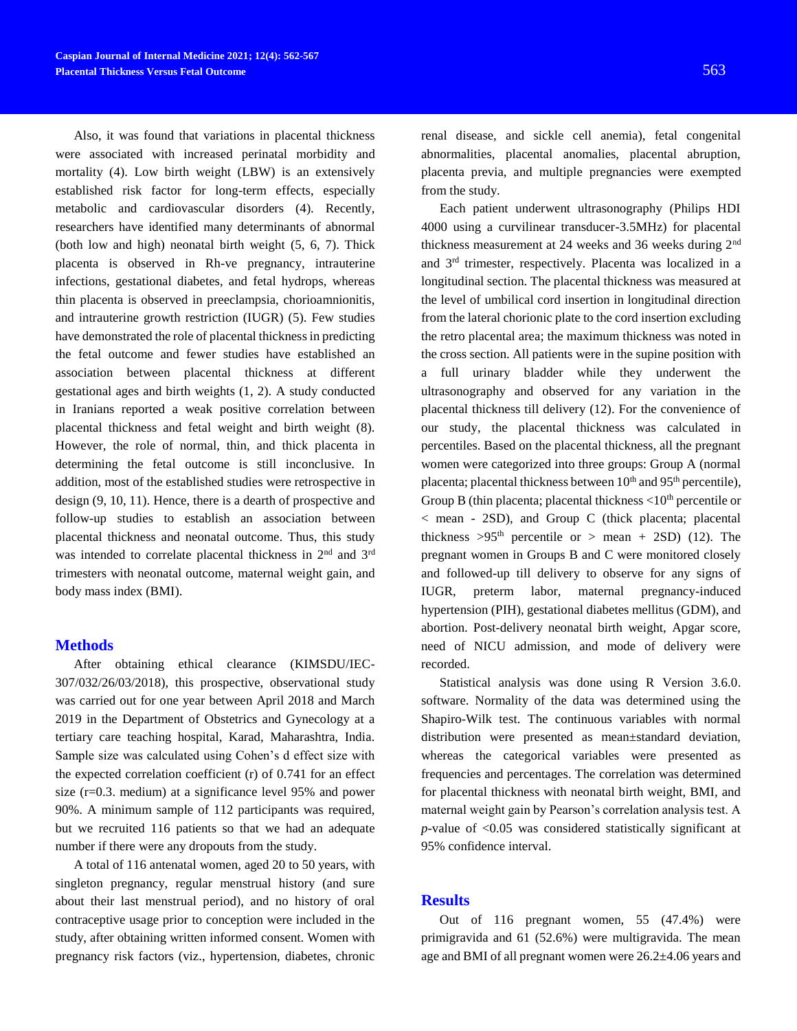Also, it was found that variations in placental thickness were associated with increased perinatal morbidity and mortality (4). Low birth weight (LBW) is an extensively established risk factor for long-term effects, especially metabolic and cardiovascular disorders (4). Recently, researchers have identified many determinants of abnormal (both low and high) neonatal birth weight (5, 6, 7). Thick placenta is observed in Rh-ve pregnancy, intrauterine infections, gestational diabetes, and fetal hydrops, whereas thin placenta is observed in preeclampsia, chorioamnionitis, and intrauterine growth restriction (IUGR) (5). Few studies have demonstrated the role of placental thickness in predicting the fetal outcome and fewer studies have established an association between placental thickness at different gestational ages and birth weights (1, 2). A study conducted in Iranians reported a weak positive correlation between placental thickness and fetal weight and birth weight (8). However, the role of normal, thin, and thick placenta in determining the fetal outcome is still inconclusive. In addition, most of the established studies were retrospective in design (9, 10, 11). Hence, there is a dearth of prospective and follow-up studies to establish an association between placental thickness and neonatal outcome. Thus, this study was intended to correlate placental thickness in 2nd and 3rd trimesters with neonatal outcome, maternal weight gain, and body mass index (BMI).

## Methods

After obtaining ethical clearance (KIMSDU/IEC-307/032/26/03/2018), this prospective, observational study was carried out for one year between April 2018 and March 2019 in the Department of Obstetrics and Gynecology at a tertiary care teaching hospital, Karad, Maharashtra, India. Sample size was calculated using Cohen's d effect size with the expected correlation coefficient (r) of 0.741 for an effect size (r=0.3. medium) at a significance level 95% and power 90%. A minimum sample of 112 participants was required, but we recruited 116 patients so that we had an adequate number if there were any dropouts from the study.

A total of 116 antenatal women, aged 20 to 50 years, with singleton pregnancy, regular menstrual history (and sure about their last menstrual period), and no history of oral contraceptive usage prior to conception were included in the study, after obtaining written informed consent. Women with pregnancy risk factors (viz., hypertension, diabetes, chronic renal disease, and sickle cell anemia), fetal congenital abnormalities, placental anomalies, placental abruption, placenta previa, and multiple pregnancies were exempted from the study.

Each patient underwent ultrasonography (Philips HDI 4000 using a curvilinear transducer-3.5MHz) for placental thickness measurement at 24 weeks and 36 weeks during 2nd and 3rd trimester, respectively. Placenta was localized in a longitudinal section. The placental thickness was measured at the level of umbilical cord insertion in longitudinal direction from the lateral chorionic plate to the cord insertion excluding the retro placental area; the maximum thickness was noted in the cross section. All patients were in the supine position with a full urinary bladder while they underwent the ultrasonography and observed for any variation in the placental thickness till delivery (12). For the convenience of our study, the placental thickness was calculated in percentiles. Based on the placental thickness, all the pregnant women were categorized into three groups: Group A (normal placenta; placental thickness between 10th and 95th percentile), Group B (thin placenta; placental thickness <10th percentile or < mean - 2SD), and Group C (thick placenta; placental thickness >95th percentile or > mean + 2SD) (12). The pregnant women in Groups B and C were monitored closely and followed-up till delivery to observe for any signs of IUGR, preterm labor, maternal pregnancy-induced hypertension (PIH), gestational diabetes mellitus (GDM), and abortion. Post-delivery neonatal birth weight, Apgar score, need of NICU admission, and mode of delivery were recorded.

Statistical analysis was done using R Version 3.6.0. software. Normality of the data was determined using the Shapiro-Wilk test. The continuous variables with normal distribution were presented as mean±standard deviation, whereas the categorical variables were presented as frequencies and percentages. The correlation was determined for placental thickness with neonatal birth weight, BMI, and maternal weight gain by Pearson's correlation analysis test. A *p*-value of <0.05 was considered statistically significant at 95% confidence interval.

## Results

Out of 116 pregnant women, 55 (47.4%) were primigravida and 61 (52.6%) were multigravida. The mean age and BMI of all pregnant women were 26.2±4.06 years and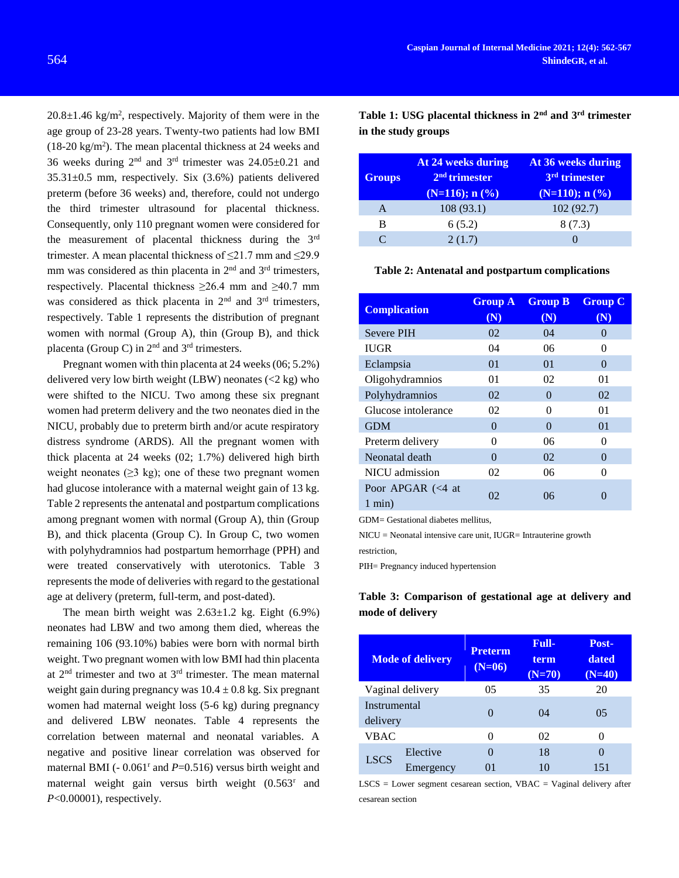20.8±1.46 kg/m$^2$, respectively. Majority of them were in the age group of 23-28 years. Twenty-two patients had low BMI (18-20 kg/m$^2$). The mean placental thickness at 24 weeks and 36 weeks during 2$^{nd}$ and 3$^{rd}$ trimester was 24.05±0.21 and 35.31±0.5 mm, respectively. Six (3.6%) patients delivered preterm (before 36 weeks) and, therefore, could not undergo the third trimester ultrasound for placental thickness. Consequently, only 110 pregnant women were considered for the measurement of placental thickness during the 3$^{rd}$ trimester. A mean placental thickness of ≤21.7 mm and ≤29.9 mm was considered as thin placenta in 2$^{nd}$ and 3$^{rd}$ trimesters, respectively. Placental thickness ≥26.4 mm and ≥40.7 mm was considered as thick placenta in 2$^{nd}$ and 3$^{rd}$ trimesters, respectively. Table 1 represents the distribution of pregnant women with normal (Group A), thin (Group B), and thick placenta (Group C) in 2$^{nd}$ and 3$^{rd}$ trimesters.

Pregnant women with thin placenta at 24 weeks (06; 5.2%) delivered very low birth weight (LBW) neonates (<2 kg) who were shifted to the NICU. Two among these six pregnant women had preterm delivery and the two neonates died in the NICU, probably due to preterm birth and/or acute respiratory distress syndrome (ARDS). All the pregnant women with thick placenta at 24 weeks (02; 1.7%) delivered high birth weight neonates (≥3 kg); one of these two pregnant women had glucose intolerance with a maternal weight gain of 13 kg. Table 2 represents the antenatal and postpartum complications among pregnant women with normal (Group A), thin (Group B), and thick placenta (Group C). In Group C, two women with polyhydramnios had postpartum hemorrhage (PPH) and were treated conservatively with uterotonics. Table 3 represents the mode of deliveries with regard to the gestational age at delivery (preterm, full-term, and post-dated).

The mean birth weight was 2.63±1.2 kg. Eight (6.9%) neonates had LBW and two among them died, whereas the remaining 106 (93.10%) babies were born with normal birth weight. Two pregnant women with low BMI had thin placenta at 2$^{nd}$ trimester and two at 3$^{rd}$ trimester. The mean maternal weight gain during pregnancy was 10.4 ± 0.8 kg. Six pregnant women had maternal weight loss (5-6 kg) during pregnancy and delivered LBW neonates. Table 4 represents the correlation between maternal and neonatal variables. A negative and positive linear correlation was observed for maternal BMI (- 0.061$^r$ and $P$=0.516) versus birth weight and maternal weight gain versus birth weight (0.563$^r$ and $P$<0.00001), respectively.

**Table 1: USG placental thickness in 2$^{nd}$ and 3$^{rd}$ trimester in the study groups**

| Groups | At 24 weeks during 2$^{nd}$ trimester (N=116); n (%) | At 36 weeks during 3$^{rd}$ trimester (N=110); n (%) |
|---|---|---|
| A | 108 (93.1) | 102 (92.7) |
| B | 6 (5.2) | 8 (7.3) |
| C | 2 (1.7) | 0 |

**Table 2: Antenatal and postpartum complications**

| Complication | Group A (N) | Group B (N) | Group C (N) |
|---|---|---|---|
| Severe PIH | 02 | 04 | 0 |
| IUGR | 04 | 06 | 0 |
| Eclampsia | 01 | 01 | 0 |
| Oligohydramnios | 01 | 02 | 01 |
| Polyhydramnios | 02 | 0 | 02 |
| Glucose intolerance | 02 | 0 | 01 |
| GDM | 0 | 0 | 01 |
| Preterm delivery | 0 | 06 | 0 |
| Neonatal death | 0 | 02 | 0 |
| NICU admission | 02 | 06 | 0 |
| Poor APGAR (<4 at 1 min) | 02 | 06 | 0 |

GDM= Gestational diabetes mellitus,

NICU = Neonatal intensive care unit, IUGR= Intrauterine growth restriction,

PIH= Pregnancy induced hypertension

**Table 3: Comparison of gestational age at delivery and mode of delivery**

| Mode of delivery | | Preterm (N=06) | Full-term (N=70) | Post-dated (N=40) |
|---|---|---|---|---|
| Vaginal delivery | | 05 | 35 | 20 |
| Instrumental delivery | | 0 | 04 | 05 |
| VBAC | | 0 | 02 | 0 |
| LSCS | Elective | 0 | 18 | 0 |
| | Emergency | 01 | 10 | 151 |

LSCS = Lower segment cesarean section, VBAC = Vaginal delivery after cesarean section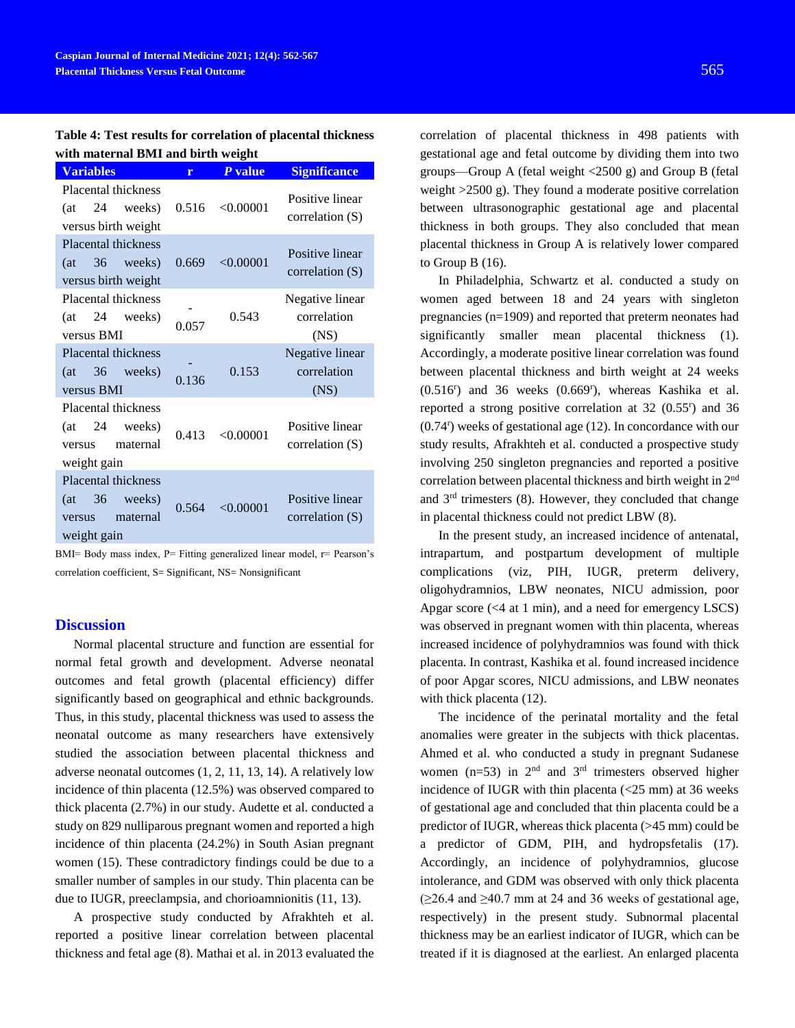**Table 4: Test results for correlation of placental thickness with maternal BMI and birth weight**

| Variables | r | P value | Significance |
|---|---|---|---|
| Placental thickness (at 24 weeks) versus birth weight | 0.516 | <0.00001 | Positive linear correlation (S) |
| Placental thickness (at 36 weeks) versus birth weight | 0.669 | <0.00001 | Positive linear correlation (S) |
| Placental thickness (at 24 weeks) versus BMI | -0.057 | 0.543 | Negative linear correlation (NS) |
| Placental thickness (at 36 weeks) versus BMI | -0.136 | 0.153 | Negative linear correlation (NS) |
| Placental thickness (at 24 weeks) versus maternal weight gain | 0.413 | <0.00001 | Positive linear correlation (S) |
| Placental thickness (at 36 weeks) versus maternal weight gain | 0.564 | <0.00001 | Positive linear correlation (S) |

BMI= Body mass index, P= Fitting generalized linear model, r= Pearson's correlation coefficient, S= Significant, NS= Nonsignificant

## Discussion

Normal placental structure and function are essential for normal fetal growth and development. Adverse neonatal outcomes and fetal growth (placental efficiency) differ significantly based on geographical and ethnic backgrounds. Thus, in this study, placental thickness was used to assess the neonatal outcome as many researchers have extensively studied the association between placental thickness and adverse neonatal outcomes (1, 2, 11, 13, 14). A relatively low incidence of thin placenta (12.5%) was observed compared to thick placenta (2.7%) in our study. Audette et al. conducted a study on 829 nulliparous pregnant women and reported a high incidence of thin placenta (24.2%) in South Asian pregnant women (15). These contradictory findings could be due to a smaller number of samples in our study. Thin placenta can be due to IUGR, preeclampsia, and chorioamnionitis (11, 13).

A prospective study conducted by Afrakhteh et al. reported a positive linear correlation between placental thickness and fetal age (8). Mathai et al. in 2013 evaluated the correlation of placental thickness in 498 patients with gestational age and fetal outcome by dividing them into two groups—Group A (fetal weight <2500 g) and Group B (fetal weight >2500 g). They found a moderate positive correlation between ultrasonographic gestational age and placental thickness in both groups. They also concluded that mean placental thickness in Group A is relatively lower compared to Group B (16).

In Philadelphia, Schwartz et al. conducted a study on women aged between 18 and 24 years with singleton pregnancies (n=1909) and reported that preterm neonates had significantly smaller mean placental thickness (1). Accordingly, a moderate positive linear correlation was found between placental thickness and birth weight at 24 weeks ($0.516^r$) and 36 weeks ($0.669^r$), whereas Kashika et al. reported a strong positive correlation at 32 ($0.55^r$) and 36 ($0.74^r$) weeks of gestational age (12). In concordance with our study results, Afrakhteh et al. conducted a prospective study involving 250 singleton pregnancies and reported a positive correlation between placental thickness and birth weight in 2nd and 3rd trimesters (8). However, they concluded that change in placental thickness could not predict LBW (8).

In the present study, an increased incidence of antenatal, intrapartum, and postpartum development of multiple complications (viz, PIH, IUGR, preterm delivery, oligohydramnios, LBW neonates, NICU admission, poor Apgar score (<4 at 1 min), and a need for emergency LSCS) was observed in pregnant women with thin placenta, whereas increased incidence of polyhydramnios was found with thick placenta. In contrast, Kashika et al. found increased incidence of poor Apgar scores, NICU admissions, and LBW neonates with thick placenta (12).

The incidence of the perinatal mortality and the fetal anomalies were greater in the subjects with thick placentas. Ahmed et al. who conducted a study in pregnant Sudanese women (n=53) in 2nd and 3rd trimesters observed higher incidence of IUGR with thin placenta (<25 mm) at 36 weeks of gestational age and concluded that thin placenta could be a predictor of IUGR, whereas thick placenta (>45 mm) could be a predictor of GDM, PIH, and hydropsfetalis (17). Accordingly, an incidence of polyhydramnios, glucose intolerance, and GDM was observed with only thick placenta (≥26.4 and ≥40.7 mm at 24 and 36 weeks of gestational age, respectively) in the present study. Subnormal placental thickness may be an earliest indicator of IUGR, which can be treated if it is diagnosed at the earliest. An enlarged placenta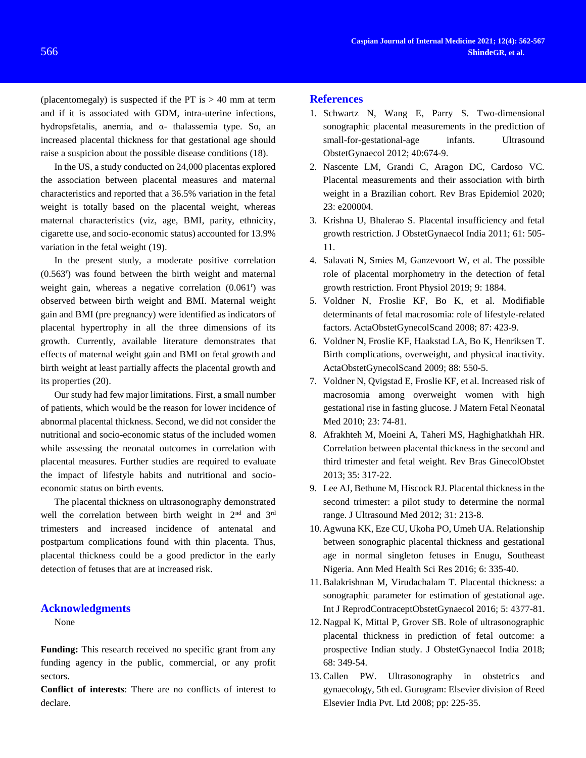(placentomegaly) is suspected if the PT is > 40 mm at term and if it is associated with GDM, intra-uterine infections, hydropsfetalis, anemia, and α- thalassemia type. So, an increased placental thickness for that gestational age should raise a suspicion about the possible disease conditions (18).

In the US, a study conducted on 24,000 placentas explored the association between placental measures and maternal characteristics and reported that a 36.5% variation in the fetal weight is totally based on the placental weight, whereas maternal characteristics (viz, age, BMI, parity, ethnicity, cigarette use, and socio-economic status) accounted for 13.9% variation in the fetal weight (19).

In the present study, a moderate positive correlation (0.563[r]) was found between the birth weight and maternal weight gain, whereas a negative correlation (0.061[r]) was observed between birth weight and BMI. Maternal weight gain and BMI (pre pregnancy) were identified as indicators of placental hypertrophy in all the three dimensions of its growth. Currently, available literature demonstrates that effects of maternal weight gain and BMI on fetal growth and birth weight at least partially affects the placental growth and its properties (20).

Our study had few major limitations. First, a small number of patients, which would be the reason for lower incidence of abnormal placental thickness. Second, we did not consider the nutritional and socio-economic status of the included women while assessing the neonatal outcomes in correlation with placental measures. Further studies are required to evaluate the impact of lifestyle habits and nutritional and socio-economic status on birth events.

The placental thickness on ultrasonography demonstrated well the correlation between birth weight in 2[nd] and 3[rd] trimesters and increased incidence of antenatal and postpartum complications found with thin placenta. Thus, placental thickness could be a good predictor in the early detection of fetuses that are at increased risk.

## Acknowledgments

None

**Funding:** This research received no specific grant from any funding agency in the public, commercial, or any profit sectors.

**Conflict of interests**: There are no conflicts of interest to declare.

## References

1. Schwartz N, Wang E, Parry S. Two-dimensional sonographic placental measurements in the prediction of small-for-gestational-age infants. Ultrasound ObstetGynaecol 2012; 40:674-9.
2. Nascente LM, Grandi C, Aragon DC, Cardoso VC. Placental measurements and their association with birth weight in a Brazilian cohort. Rev Bras Epidemiol 2020; 23: e200004.
3. Krishna U, Bhalerao S. Placental insufficiency and fetal growth restriction. J ObstetGynaecol India 2011; 61: 505-11.
4. Salavati N, Smies M, Ganzevoort W, et al. The possible role of placental morphometry in the detection of fetal growth restriction. Front Physiol 2019; 9: 1884.
5. Voldner N, Froslie KF, Bo K, et al. Modifiable determinants of fetal macrosomia: role of lifestyle-related factors. ActaObstetGynecolScand 2008; 87: 423-9.
6. Voldner N, Froslie KF, Haakstad LA, Bo K, Henriksen T. Birth complications, overweight, and physical inactivity. ActaObstetGynecolScand 2009; 88: 550-5.
7. Voldner N, Qvigstad E, Froslie KF, et al. Increased risk of macrosomia among overweight women with high gestational rise in fasting glucose. J Matern Fetal Neonatal Med 2010; 23: 74-81.
8. Afrakhteh M, Moeini A, Taheri MS, Haghighatkhah HR. Correlation between placental thickness in the second and third trimester and fetal weight. Rev Bras GinecolObstet 2013; 35: 317-22.
9. Lee AJ, Bethune M, Hiscock RJ. Placental thickness in the second trimester: a pilot study to determine the normal range. J Ultrasound Med 2012; 31: 213-8.
10. Agwuna KK, Eze CU, Ukoha PO, Umeh UA. Relationship between sonographic placental thickness and gestational age in normal singleton fetuses in Enugu, Southeast Nigeria. Ann Med Health Sci Res 2016; 6: 335-40.
11. Balakrishnan M, Virudachalam T. Placental thickness: a sonographic parameter for estimation of gestational age. Int J ReprodContraceptObstetGynaecol 2016; 5: 4377-81.
12. Nagpal K, Mittal P, Grover SB. Role of ultrasonographic placental thickness in prediction of fetal outcome: a prospective Indian study. J ObstetGynaecol India 2018; 68: 349-54.
13. Callen PW. Ultrasonography in obstetrics and gynaecology, 5th ed. Gurugram: Elsevier division of Reed Elsevier India Pvt. Ltd 2008; pp: 225-35.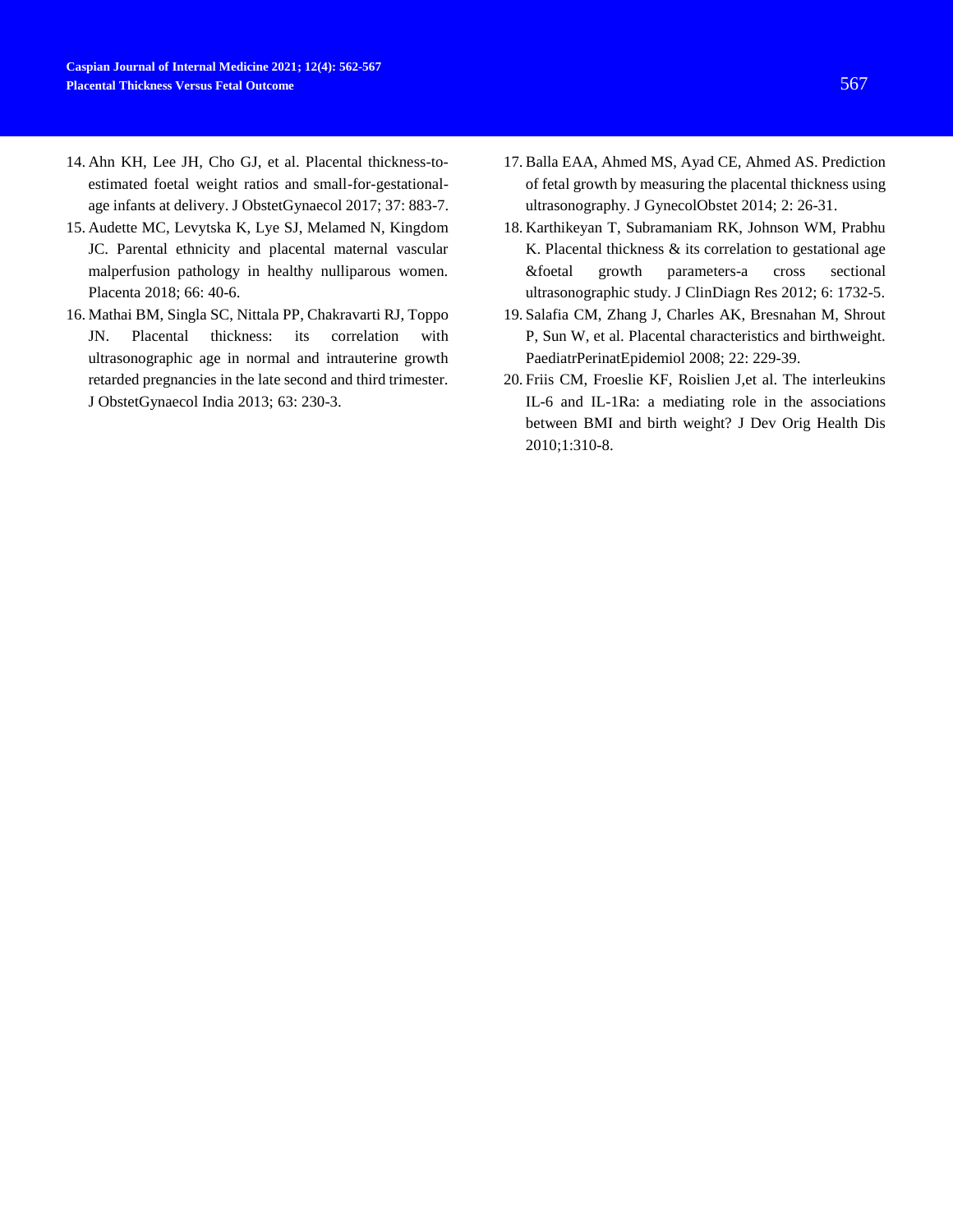14. Ahn KH, Lee JH, Cho GJ, et al. Placental thickness-to-estimated foetal weight ratios and small-for-gestational-age infants at delivery. J ObstetGynaecol 2017; 37: 883-7.
15. Audette MC, Levytska K, Lye SJ, Melamed N, Kingdom JC. Parental ethnicity and placental maternal vascular malperfusion pathology in healthy nulliparous women. Placenta 2018; 66: 40-6.
16. Mathai BM, Singla SC, Nittala PP, Chakravarti RJ, Toppo JN. Placental thickness: its correlation with ultrasonographic age in normal and intrauterine growth retarded pregnancies in the late second and third trimester. J ObstetGynaecol India 2013; 63: 230-3.
17. Balla EAA, Ahmed MS, Ayad CE, Ahmed AS. Prediction of fetal growth by measuring the placental thickness using ultrasonography. J GynecolObstet 2014; 2: 26-31.
18. Karthikeyan T, Subramaniam RK, Johnson WM, Prabhu K. Placental thickness & its correlation to gestational age &foetal growth parameters-a cross sectional ultrasonographic study. J ClinDiagn Res 2012; 6: 1732-5.
19. Salafia CM, Zhang J, Charles AK, Bresnahan M, Shrout P, Sun W, et al. Placental characteristics and birthweight. PaediatrPerinatEpidemiol 2008; 22: 229-39.
20. Friis CM, Froeslie KF, Roislien J,et al. The interleukins IL-6 and IL-1Ra: a mediating role in the associations between BMI and birth weight? J Dev Orig Health Dis 2010;1:310-8.